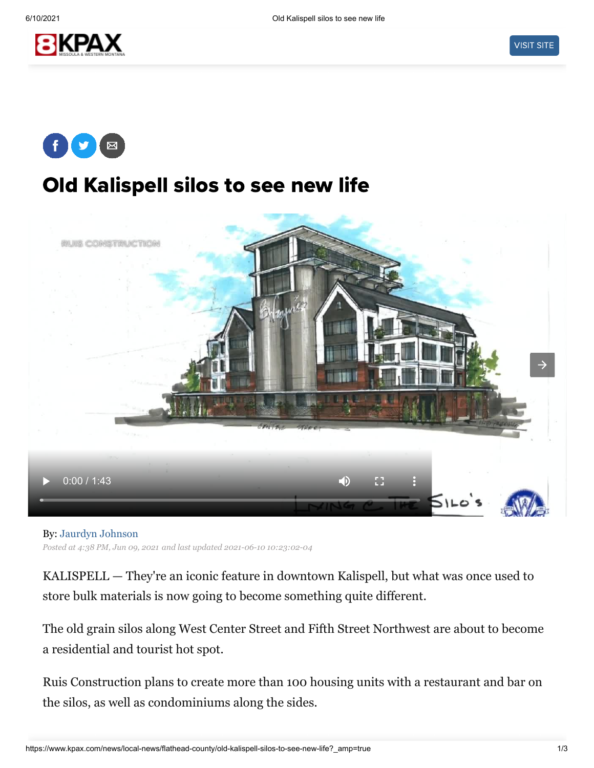# Old Kalispell silos to see new life

By: Jaurdyn Johnson

*Posted at 4:38 PM, Jun 09, 2021 and last updated 2021-06-10 10:23:02-04*

KALISPELL — They're an iconic feature in downtown Kalispell, but what was once used to store bulk materials is now going to become something quite different.

The old grain silos along West Center Street and Fifth Street Northwest are about to become a residential and tourist hot spot.

Ruis Construction plans to create more than 100 housing units with a restaurant and bar on the silos, as well as condominiums along the sides.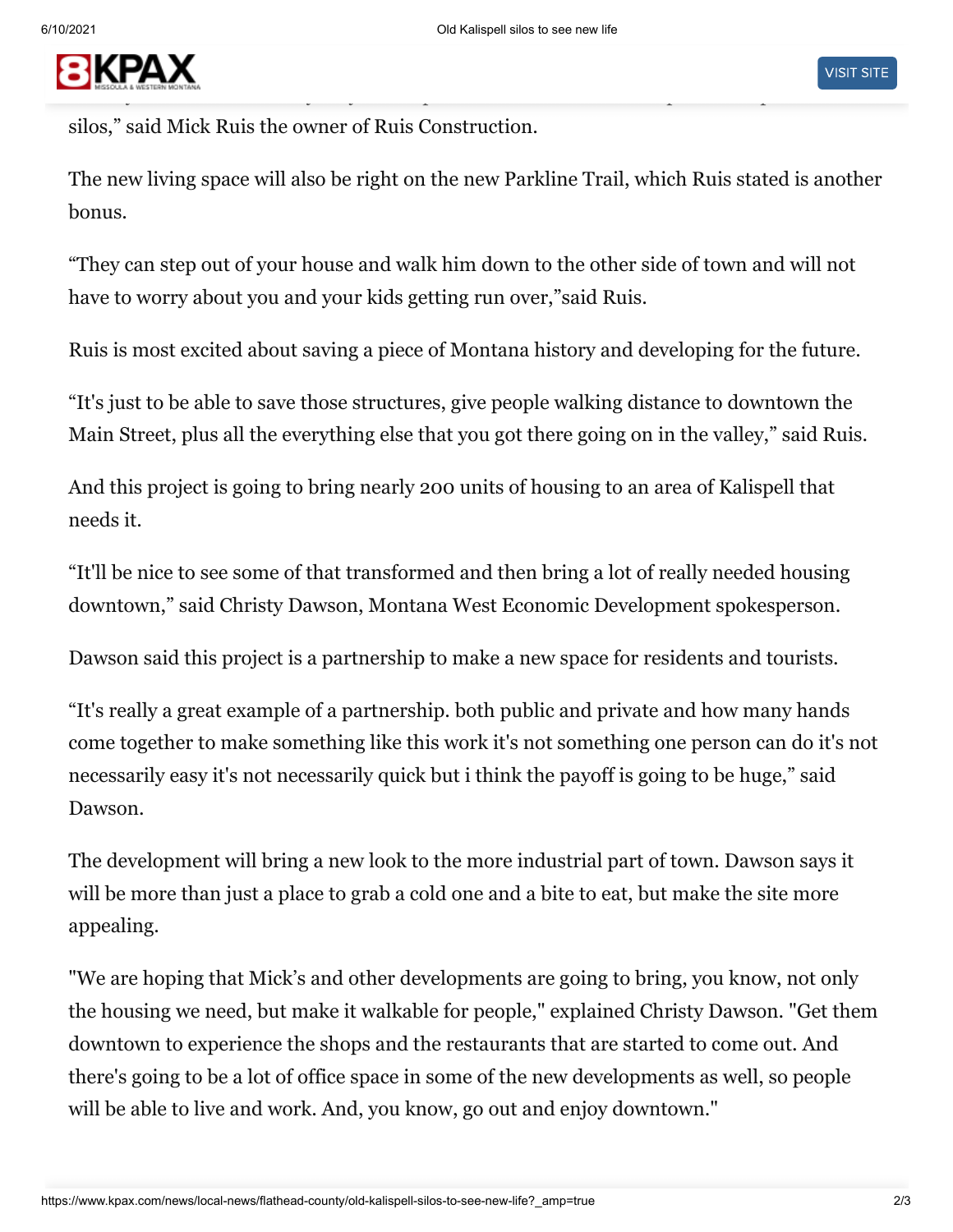silos," said Mick Ruis the owner of Ruis Construction.

The new living space will also be right on the new Parkline Trail, which Ruis stated is another bonus.

"They can step out of your house and walk him down to the other side of town and will not have to worry about you and your kids getting run over,"said Ruis.

Ruis is most excited about saving a piece of Montana history and developing for the future.

"It's just to be able to save those structures, give people walking distance to downtown the Main Street, plus all the everything else that you got there going on in the valley," said Ruis.

And this project is going to bring nearly 200 units of housing to an area of Kalispell that needs it.

"It'll be nice to see some of that transformed and then bring a lot of really needed housing downtown," said Christy Dawson, Montana West Economic Development spokesperson.

Dawson said this project is a partnership to make a new space for residents and tourists.

"It's really a great example of a partnership. both public and private and how many hands come together to make something like this work it's not something one person can do it's not necessarily easy it's not necessarily quick but i think the payoff is going to be huge," said Dawson.

The development will bring a new look to the more industrial part of town. Dawson says it will be more than just a place to grab a cold one and a bite to eat, but make the site more appealing.

"We are hoping that Mick's and other developments are going to bring, you know, not only the housing we need, but make it walkable for people," explained Christy Dawson. "Get them downtown to experience the shops and the restaurants that are started to come out. And there's going to be a lot of office space in some of the new developments as well, so people will be able to live and work. And, you know, go out and enjoy downtown."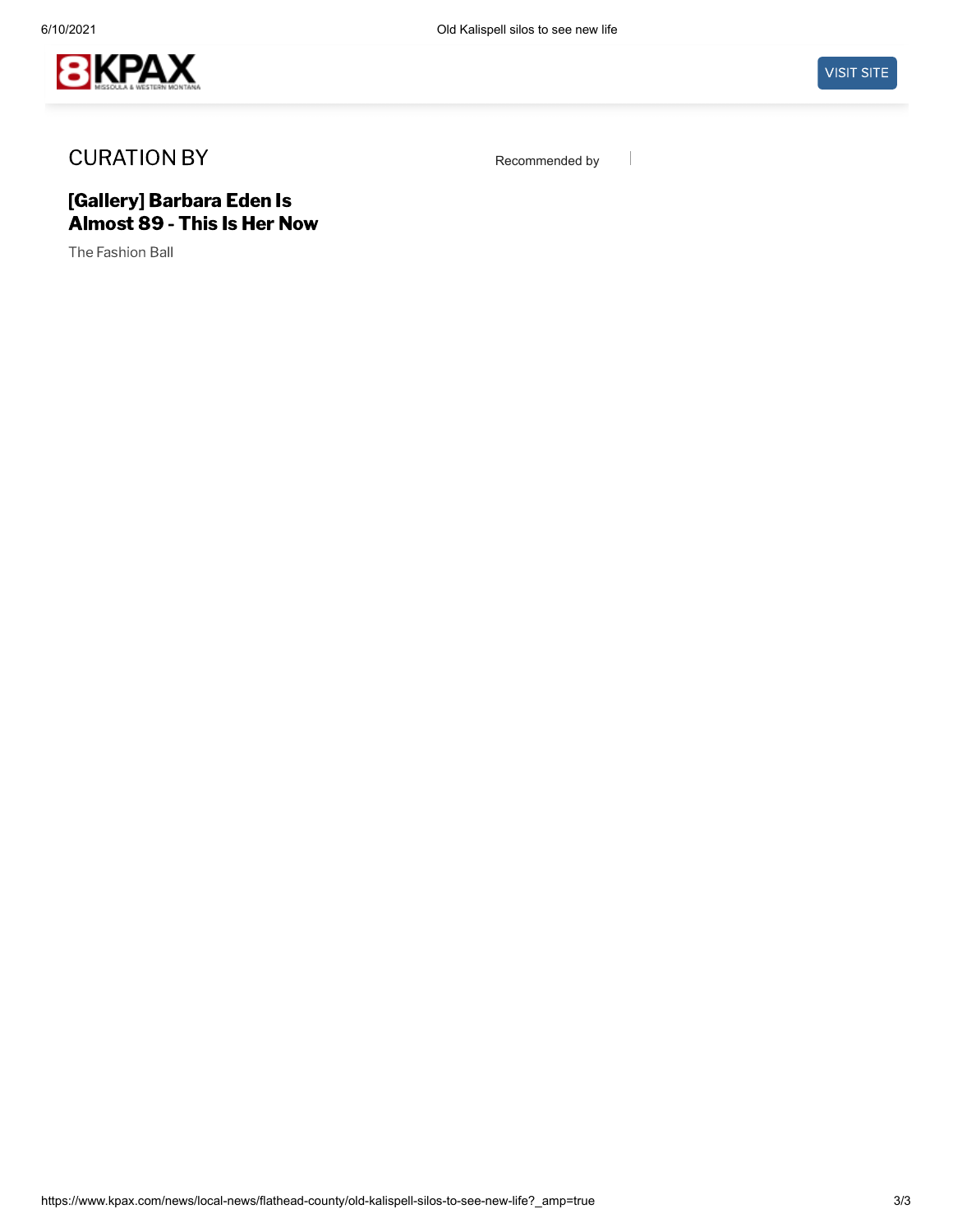VISIT SITE

CURATION BY

Recommended by

**[Gallery] Barbara Eden Is Almost 89 - This Is Her Now**

The Fashion Ball